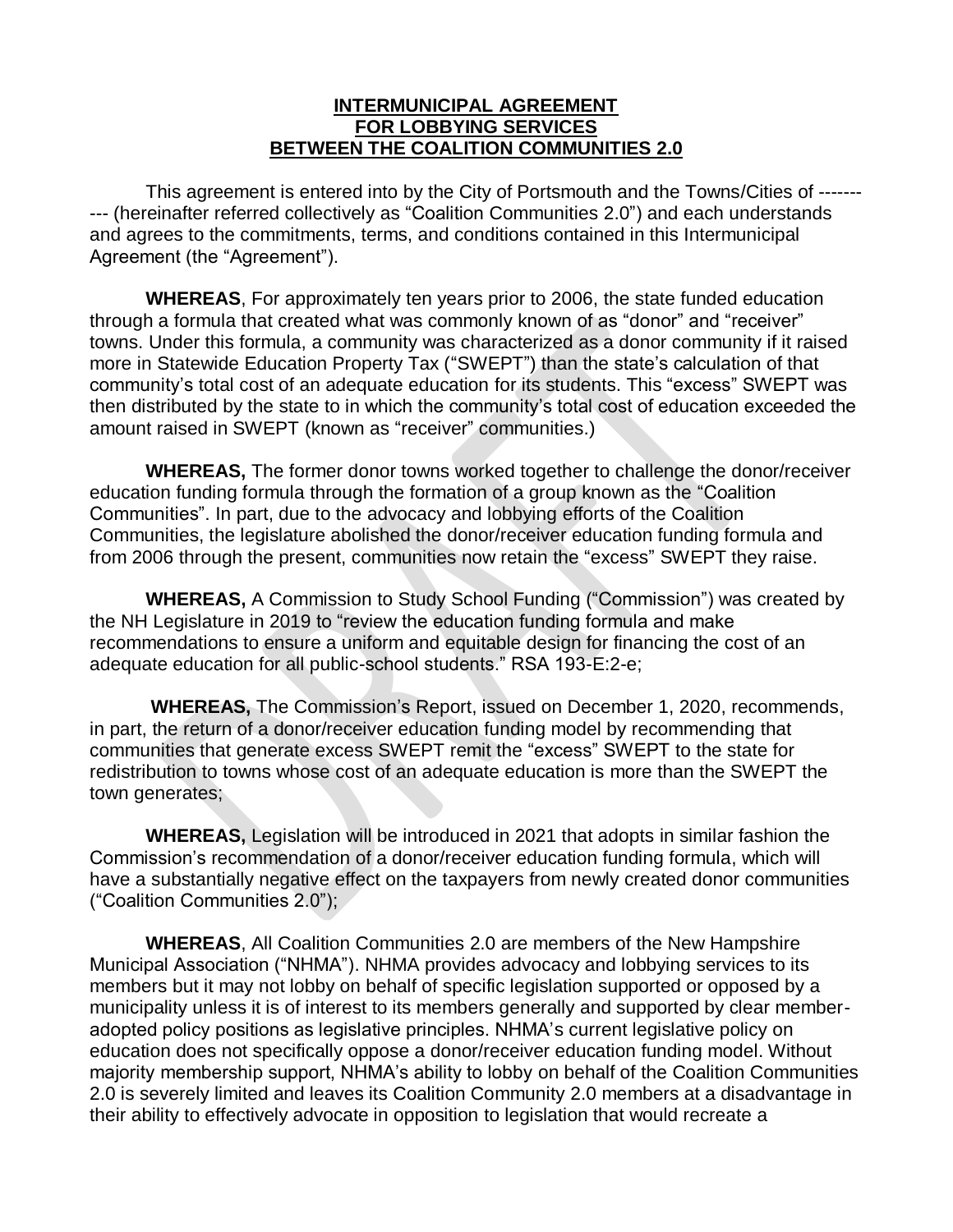# INTERMUNICIPAL AGREEMENT
# FOR LOBBYING SERVICES
# BETWEEN THE COALITION COMMUNITIES 2.0

This agreement is entered into by the City of Portsmouth and the Towns/Cities of ---------- (hereinafter referred collectively as "Coalition Communities 2.0") and each understands and agrees to the commitments, terms, and conditions contained in this Intermunicipal Agreement (the "Agreement").

**WHEREAS**, For approximately ten years prior to 2006, the state funded education through a formula that created what was commonly known of as "donor" and "receiver" towns. Under this formula, a community was characterized as a donor community if it raised more in Statewide Education Property Tax ("SWEPT") than the state's calculation of that community's total cost of an adequate education for its students. This "excess" SWEPT was then distributed by the state to in which the community's total cost of education exceeded the amount raised in SWEPT (known as "receiver" communities.)

**WHEREAS,** The former donor towns worked together to challenge the donor/receiver education funding formula through the formation of a group known as the "Coalition Communities". In part, due to the advocacy and lobbying efforts of the Coalition Communities, the legislature abolished the donor/receiver education funding formula and from 2006 through the present, communities now retain the "excess" SWEPT they raise.

**WHEREAS,** A Commission to Study School Funding ("Commission") was created by the NH Legislature in 2019 to "review the education funding formula and make recommendations to ensure a uniform and equitable design for financing the cost of an adequate education for all public-school students." RSA 193-E:2-e;

**WHEREAS,** The Commission's Report, issued on December 1, 2020, recommends, in part, the return of a donor/receiver education funding model by recommending that communities that generate excess SWEPT remit the "excess" SWEPT to the state for redistribution to towns whose cost of an adequate education is more than the SWEPT the town generates;

**WHEREAS,** Legislation will be introduced in 2021 that adopts in similar fashion the Commission's recommendation of a donor/receiver education funding formula, which will have a substantially negative effect on the taxpayers from newly created donor communities ("Coalition Communities 2.0");

**WHEREAS**, All Coalition Communities 2.0 are members of the New Hampshire Municipal Association ("NHMA"). NHMA provides advocacy and lobbying services to its members but it may not lobby on behalf of specific legislation supported or opposed by a municipality unless it is of interest to its members generally and supported by clear member-adopted policy positions as legislative principles. NHMA's current legislative policy on education does not specifically oppose a donor/receiver education funding model. Without majority membership support, NHMA's ability to lobby on behalf of the Coalition Communities 2.0 is severely limited and leaves its Coalition Community 2.0 members at a disadvantage in their ability to effectively advocate in opposition to legislation that would recreate a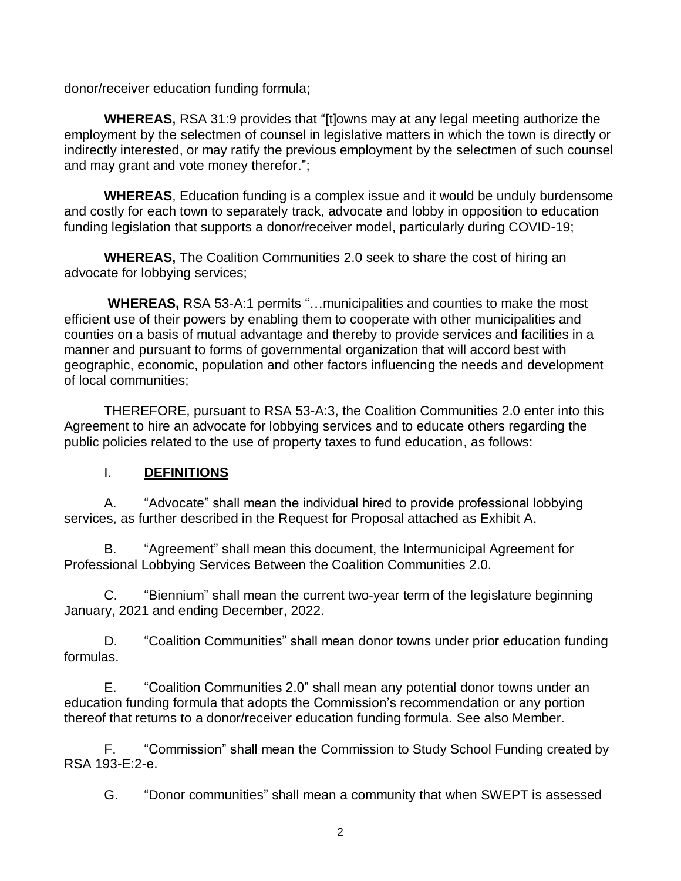donor/receiver education funding formula;

**WHEREAS,** RSA 31:9 provides that "[t]owns may at any legal meeting authorize the employment by the selectmen of counsel in legislative matters in which the town is directly or indirectly interested, or may ratify the previous employment by the selectmen of such counsel and may grant and vote money therefor.";

**WHEREAS**, Education funding is a complex issue and it would be unduly burdensome and costly for each town to separately track, advocate and lobby in opposition to education funding legislation that supports a donor/receiver model, particularly during COVID-19;

**WHEREAS,** The Coalition Communities 2.0 seek to share the cost of hiring an advocate for lobbying services;

**WHEREAS,** RSA 53-A:1 permits "…municipalities and counties to make the most efficient use of their powers by enabling them to cooperate with other municipalities and counties on a basis of mutual advantage and thereby to provide services and facilities in a manner and pursuant to forms of governmental organization that will accord best with geographic, economic, population and other factors influencing the needs and development of local communities;

THEREFORE, pursuant to RSA 53-A:3, the Coalition Communities 2.0 enter into this Agreement to hire an advocate for lobbying services and to educate others regarding the public policies related to the use of property taxes to fund education, as follows:

## I. **DEFINITIONS**

A. "Advocate" shall mean the individual hired to provide professional lobbying services, as further described in the Request for Proposal attached as Exhibit A.

B. "Agreement" shall mean this document, the Intermunicipal Agreement for Professional Lobbying Services Between the Coalition Communities 2.0.

C. "Biennium" shall mean the current two-year term of the legislature beginning January, 2021 and ending December, 2022.

D. "Coalition Communities" shall mean donor towns under prior education funding formulas.

E. "Coalition Communities 2.0" shall mean any potential donor towns under an education funding formula that adopts the Commission's recommendation or any portion thereof that returns to a donor/receiver education funding formula. See also Member.

F. "Commission" shall mean the Commission to Study School Funding created by RSA 193-E:2-e.

G. "Donor communities" shall mean a community that when SWEPT is assessed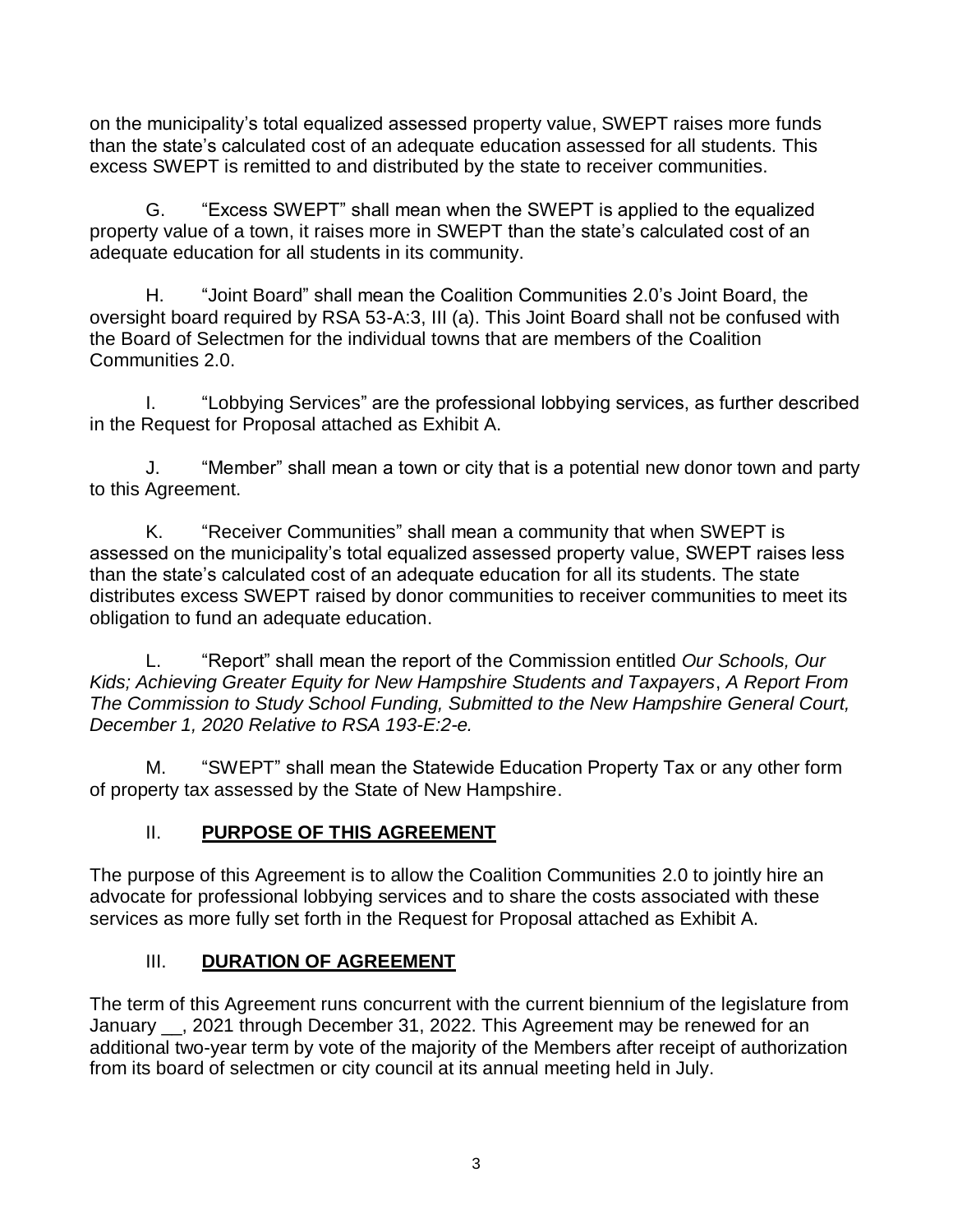on the municipality's total equalized assessed property value, SWEPT raises more funds than the state's calculated cost of an adequate education assessed for all students. This excess SWEPT is remitted to and distributed by the state to receiver communities.

G. "Excess SWEPT" shall mean when the SWEPT is applied to the equalized property value of a town, it raises more in SWEPT than the state's calculated cost of an adequate education for all students in its community.

H. "Joint Board" shall mean the Coalition Communities 2.0's Joint Board, the oversight board required by RSA 53-A:3, III (a). This Joint Board shall not be confused with the Board of Selectmen for the individual towns that are members of the Coalition Communities 2.0.

I. "Lobbying Services" are the professional lobbying services, as further described in the Request for Proposal attached as Exhibit A.

J. "Member" shall mean a town or city that is a potential new donor town and party to this Agreement.

K. "Receiver Communities" shall mean a community that when SWEPT is assessed on the municipality's total equalized assessed property value, SWEPT raises less than the state's calculated cost of an adequate education for all its students. The state distributes excess SWEPT raised by donor communities to receiver communities to meet its obligation to fund an adequate education.

L. "Report" shall mean the report of the Commission entitled *Our Schools, Our Kids; Achieving Greater Equity for New Hampshire Students and Taxpayers*, *A Report From The Commission to Study School Funding, Submitted to the New Hampshire General Court, December 1, 2020 Relative to RSA 193-E:2-e.*

M. "SWEPT" shall mean the Statewide Education Property Tax or any other form of property tax assessed by the State of New Hampshire.

## II. **PURPOSE OF THIS AGREEMENT**

The purpose of this Agreement is to allow the Coalition Communities 2.0 to jointly hire an advocate for professional lobbying services and to share the costs associated with these services as more fully set forth in the Request for Proposal attached as Exhibit A.

## III. **DURATION OF AGREEMENT**

The term of this Agreement runs concurrent with the current biennium of the legislature from January __, 2021 through December 31, 2022. This Agreement may be renewed for an additional two-year term by vote of the majority of the Members after receipt of authorization from its board of selectmen or city council at its annual meeting held in July.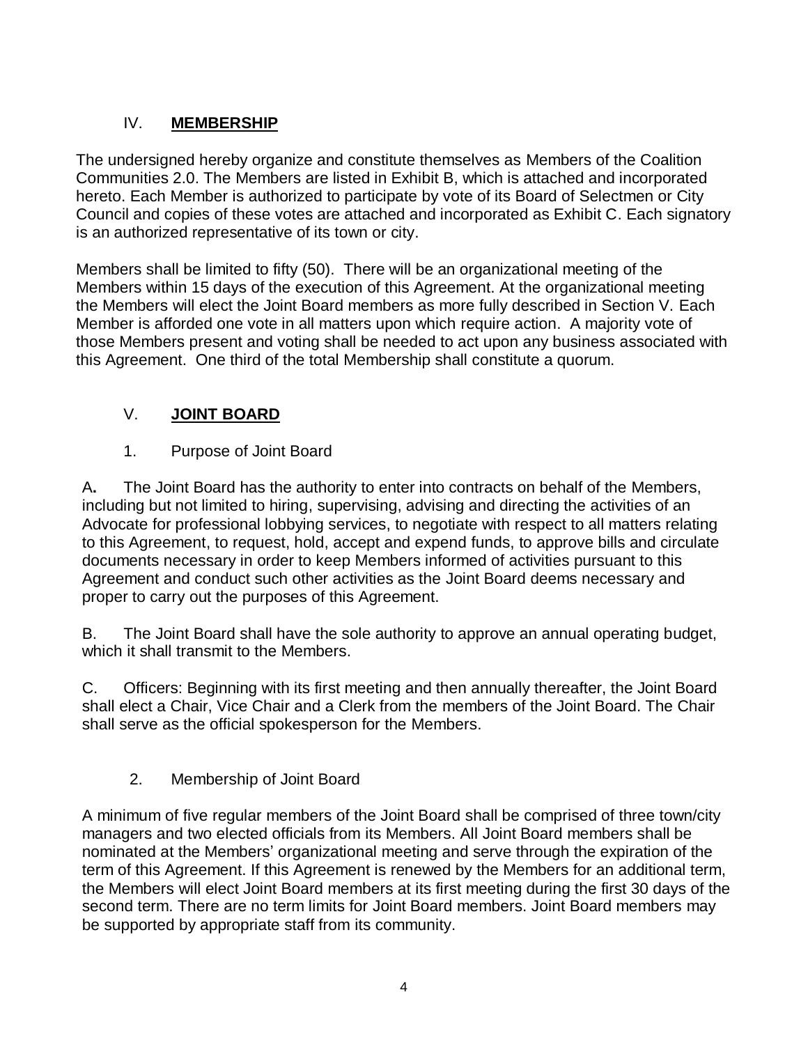## IV. **MEMBERSHIP**

The undersigned hereby organize and constitute themselves as Members of the Coalition Communities 2.0. The Members are listed in Exhibit B, which is attached and incorporated hereto. Each Member is authorized to participate by vote of its Board of Selectmen or City Council and copies of these votes are attached and incorporated as Exhibit C. Each signatory is an authorized representative of its town or city.

Members shall be limited to fifty (50). There will be an organizational meeting of the Members within 15 days of the execution of this Agreement. At the organizational meeting the Members will elect the Joint Board members as more fully described in Section V. Each Member is afforded one vote in all matters upon which require action. A majority vote of those Members present and voting shall be needed to act upon any business associated with this Agreement. One third of the total Membership shall constitute a quorum.

## V. **JOINT BOARD**

### 1. Purpose of Joint Board

A**.** The Joint Board has the authority to enter into contracts on behalf of the Members, including but not limited to hiring, supervising, advising and directing the activities of an Advocate for professional lobbying services, to negotiate with respect to all matters relating to this Agreement, to request, hold, accept and expend funds, to approve bills and circulate documents necessary in order to keep Members informed of activities pursuant to this Agreement and conduct such other activities as the Joint Board deems necessary and proper to carry out the purposes of this Agreement.

B. The Joint Board shall have the sole authority to approve an annual operating budget, which it shall transmit to the Members.

C. Officers: Beginning with its first meeting and then annually thereafter, the Joint Board shall elect a Chair, Vice Chair and a Clerk from the members of the Joint Board. The Chair shall serve as the official spokesperson for the Members.

### 2. Membership of Joint Board

A minimum of five regular members of the Joint Board shall be comprised of three town/city managers and two elected officials from its Members. All Joint Board members shall be nominated at the Members' organizational meeting and serve through the expiration of the term of this Agreement. If this Agreement is renewed by the Members for an additional term, the Members will elect Joint Board members at its first meeting during the first 30 days of the second term. There are no term limits for Joint Board members. Joint Board members may be supported by appropriate staff from its community.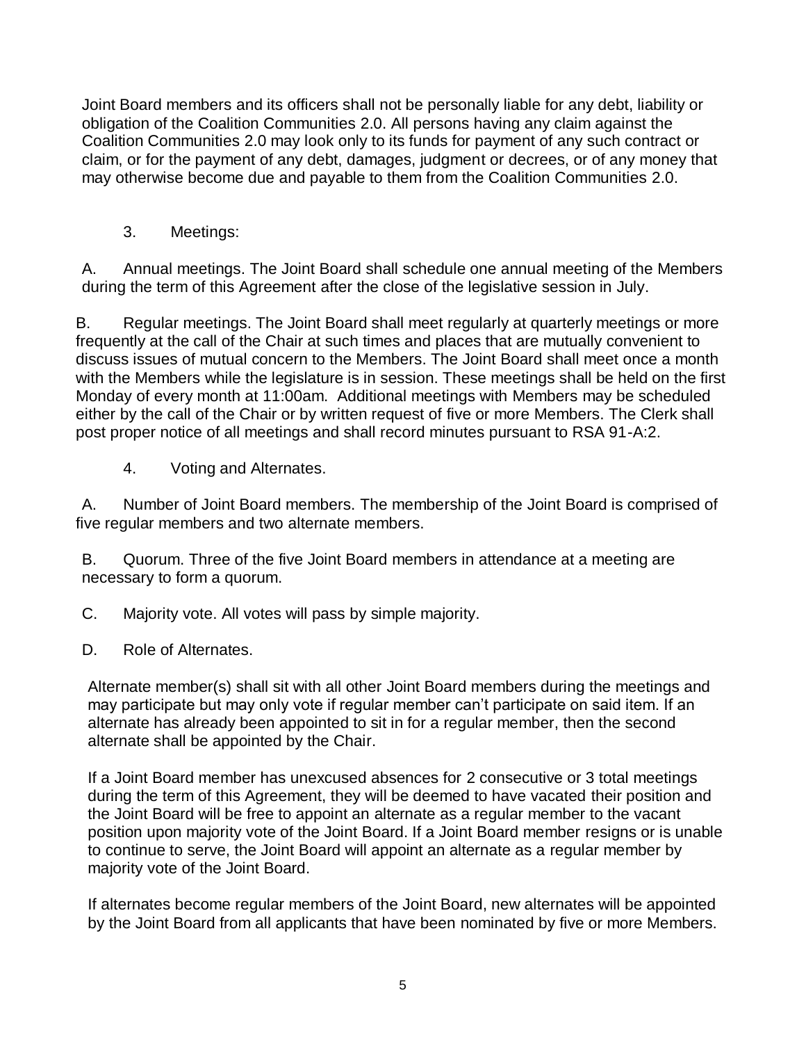Joint Board members and its officers shall not be personally liable for any debt, liability or obligation of the Coalition Communities 2.0. All persons having any claim against the Coalition Communities 2.0 may look only to its funds for payment of any such contract or claim, or for the payment of any debt, damages, judgment or decrees, or of any money that may otherwise become due and payable to them from the Coalition Communities 2.0.

3. Meetings:

A. Annual meetings. The Joint Board shall schedule one annual meeting of the Members during the term of this Agreement after the close of the legislative session in July.

B. Regular meetings. The Joint Board shall meet regularly at quarterly meetings or more frequently at the call of the Chair at such times and places that are mutually convenient to discuss issues of mutual concern to the Members. The Joint Board shall meet once a month with the Members while the legislature is in session. These meetings shall be held on the first Monday of every month at 11:00am. Additional meetings with Members may be scheduled either by the call of the Chair or by written request of five or more Members. The Clerk shall post proper notice of all meetings and shall record minutes pursuant to RSA 91-A:2.

4. Voting and Alternates.

A. Number of Joint Board members. The membership of the Joint Board is comprised of five regular members and two alternate members.

B. Quorum. Three of the five Joint Board members in attendance at a meeting are necessary to form a quorum.

C. Majority vote. All votes will pass by simple majority.

D. Role of Alternates.

Alternate member(s) shall sit with all other Joint Board members during the meetings and may participate but may only vote if regular member can't participate on said item. If an alternate has already been appointed to sit in for a regular member, then the second alternate shall be appointed by the Chair.

If a Joint Board member has unexcused absences for 2 consecutive or 3 total meetings during the term of this Agreement, they will be deemed to have vacated their position and the Joint Board will be free to appoint an alternate as a regular member to the vacant position upon majority vote of the Joint Board. If a Joint Board member resigns or is unable to continue to serve, the Joint Board will appoint an alternate as a regular member by majority vote of the Joint Board.

If alternates become regular members of the Joint Board, new alternates will be appointed by the Joint Board from all applicants that have been nominated by five or more Members.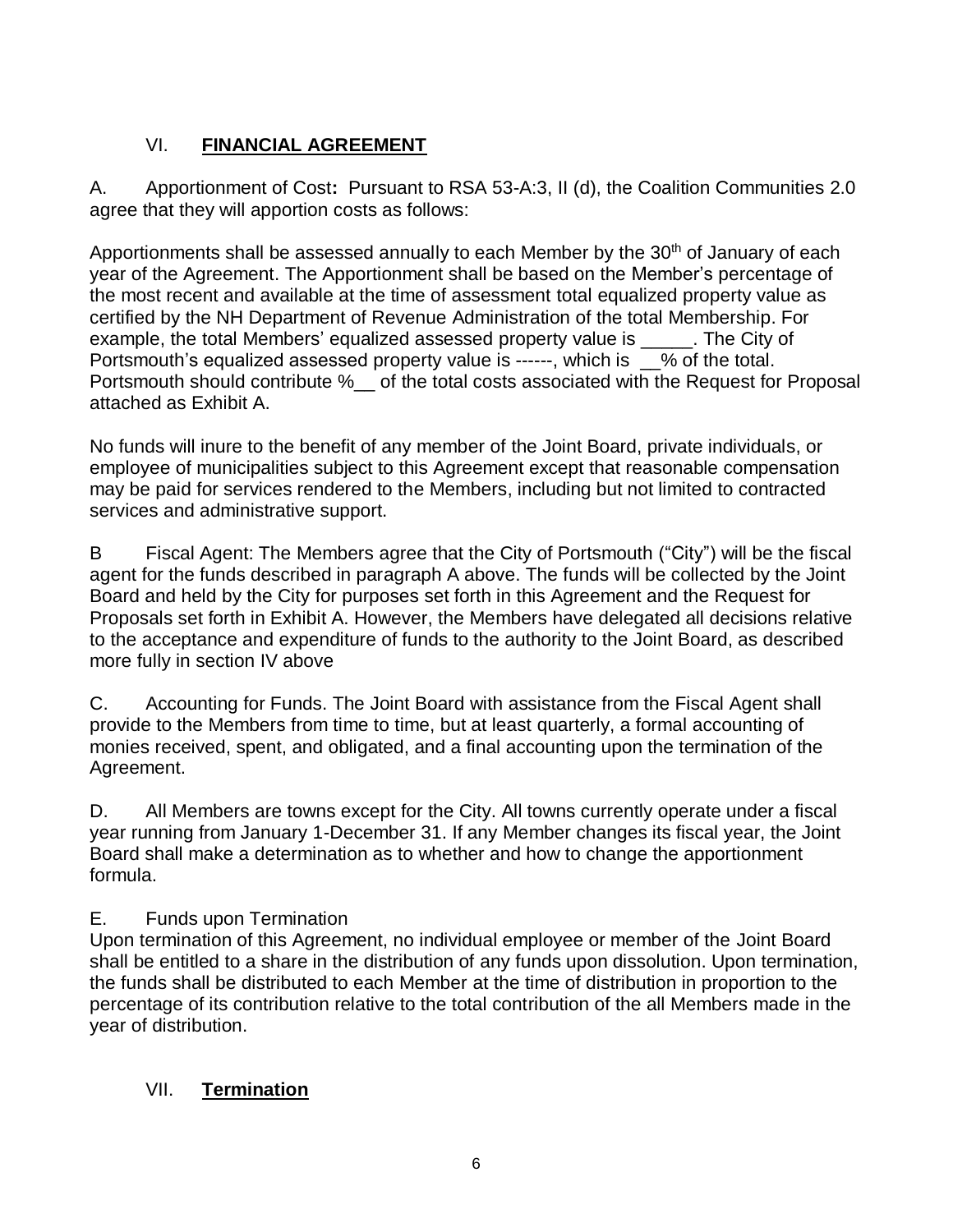## VI. **FINANCIAL AGREEMENT**

A. Apportionment of Cost**:** Pursuant to RSA 53-A:3, II (d), the Coalition Communities 2.0 agree that they will apportion costs as follows:

Apportionments shall be assessed annually to each Member by the 30th of January of each year of the Agreement. The Apportionment shall be based on the Member's percentage of the most recent and available at the time of assessment total equalized property value as certified by the NH Department of Revenue Administration of the total Membership. For example, the total Members' equalized assessed property value is _____. The City of Portsmouth's equalized assessed property value is ------, which is __% of the total. Portsmouth should contribute %__ of the total costs associated with the Request for Proposal attached as Exhibit A.

No funds will inure to the benefit of any member of the Joint Board, private individuals, or employee of municipalities subject to this Agreement except that reasonable compensation may be paid for services rendered to the Members, including but not limited to contracted services and administrative support.

B Fiscal Agent: The Members agree that the City of Portsmouth ("City") will be the fiscal agent for the funds described in paragraph A above. The funds will be collected by the Joint Board and held by the City for purposes set forth in this Agreement and the Request for Proposals set forth in Exhibit A. However, the Members have delegated all decisions relative to the acceptance and expenditure of funds to the authority to the Joint Board, as described more fully in section IV above

C. Accounting for Funds. The Joint Board with assistance from the Fiscal Agent shall provide to the Members from time to time, but at least quarterly, a formal accounting of monies received, spent, and obligated, and a final accounting upon the termination of the Agreement.

D. All Members are towns except for the City. All towns currently operate under a fiscal year running from January 1-December 31. If any Member changes its fiscal year, the Joint Board shall make a determination as to whether and how to change the apportionment formula.

E. Funds upon Termination
Upon termination of this Agreement, no individual employee or member of the Joint Board shall be entitled to a share in the distribution of any funds upon dissolution. Upon termination, the funds shall be distributed to each Member at the time of distribution in proportion to the percentage of its contribution relative to the total contribution of the all Members made in the year of distribution.

## VII. **Termination**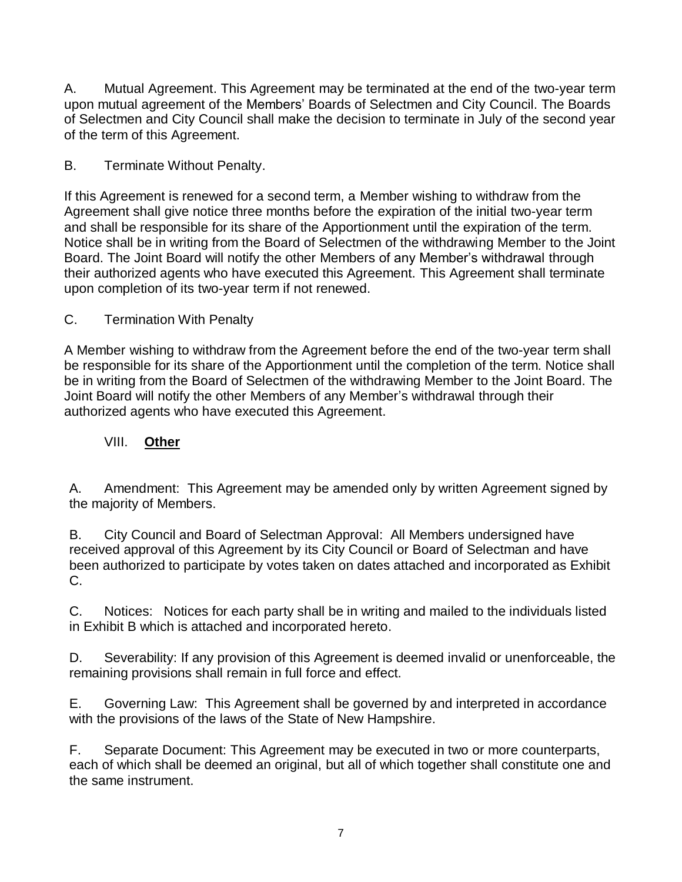A. Mutual Agreement. This Agreement may be terminated at the end of the two-year term upon mutual agreement of the Members' Boards of Selectmen and City Council. The Boards of Selectmen and City Council shall make the decision to terminate in July of the second year of the term of this Agreement.

B. Terminate Without Penalty.

If this Agreement is renewed for a second term, a Member wishing to withdraw from the Agreement shall give notice three months before the expiration of the initial two-year term and shall be responsible for its share of the Apportionment until the expiration of the term. Notice shall be in writing from the Board of Selectmen of the withdrawing Member to the Joint Board. The Joint Board will notify the other Members of any Member's withdrawal through their authorized agents who have executed this Agreement. This Agreement shall terminate upon completion of its two-year term if not renewed.

C. Termination With Penalty

A Member wishing to withdraw from the Agreement before the end of the two-year term shall be responsible for its share of the Apportionment until the completion of the term. Notice shall be in writing from the Board of Selectmen of the withdrawing Member to the Joint Board. The Joint Board will notify the other Members of any Member's withdrawal through their authorized agents who have executed this Agreement.

## VIII. **Other**

A. Amendment: This Agreement may be amended only by written Agreement signed by the majority of Members.

B. City Council and Board of Selectman Approval: All Members undersigned have received approval of this Agreement by its City Council or Board of Selectman and have been authorized to participate by votes taken on dates attached and incorporated as Exhibit C.

C. Notices: Notices for each party shall be in writing and mailed to the individuals listed in Exhibit B which is attached and incorporated hereto.

D. Severability: If any provision of this Agreement is deemed invalid or unenforceable, the remaining provisions shall remain in full force and effect.

E. Governing Law: This Agreement shall be governed by and interpreted in accordance with the provisions of the laws of the State of New Hampshire.

F. Separate Document: This Agreement may be executed in two or more counterparts, each of which shall be deemed an original, but all of which together shall constitute one and the same instrument.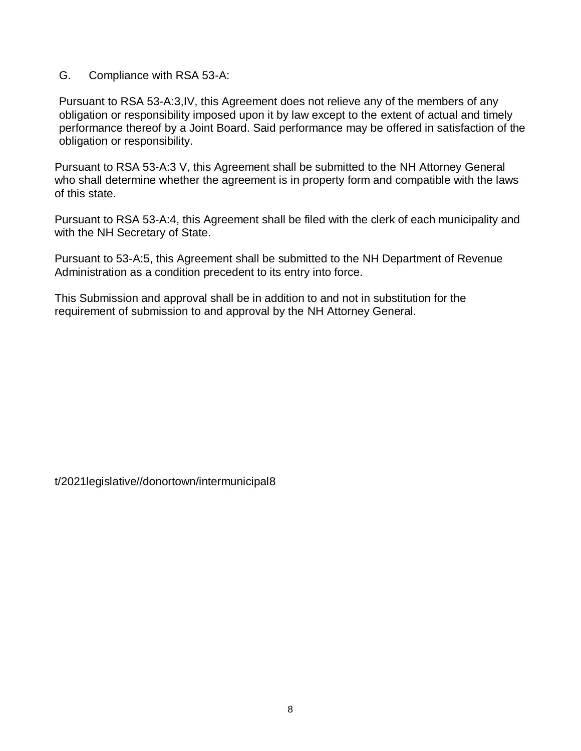G. Compliance with RSA 53-A:

Pursuant to RSA 53-A:3,IV, this Agreement does not relieve any of the members of any obligation or responsibility imposed upon it by law except to the extent of actual and timely performance thereof by a Joint Board. Said performance may be offered in satisfaction of the obligation or responsibility.

Pursuant to RSA 53-A:3 V, this Agreement shall be submitted to the NH Attorney General who shall determine whether the agreement is in property form and compatible with the laws of this state.

Pursuant to RSA 53-A:4, this Agreement shall be filed with the clerk of each municipality and with the NH Secretary of State.

Pursuant to 53-A:5, this Agreement shall be submitted to the NH Department of Revenue Administration as a condition precedent to its entry into force.

This Submission and approval shall be in addition to and not in substitution for the requirement of submission to and approval by the NH Attorney General.

t/2021legislative//donortown/intermunicipal8